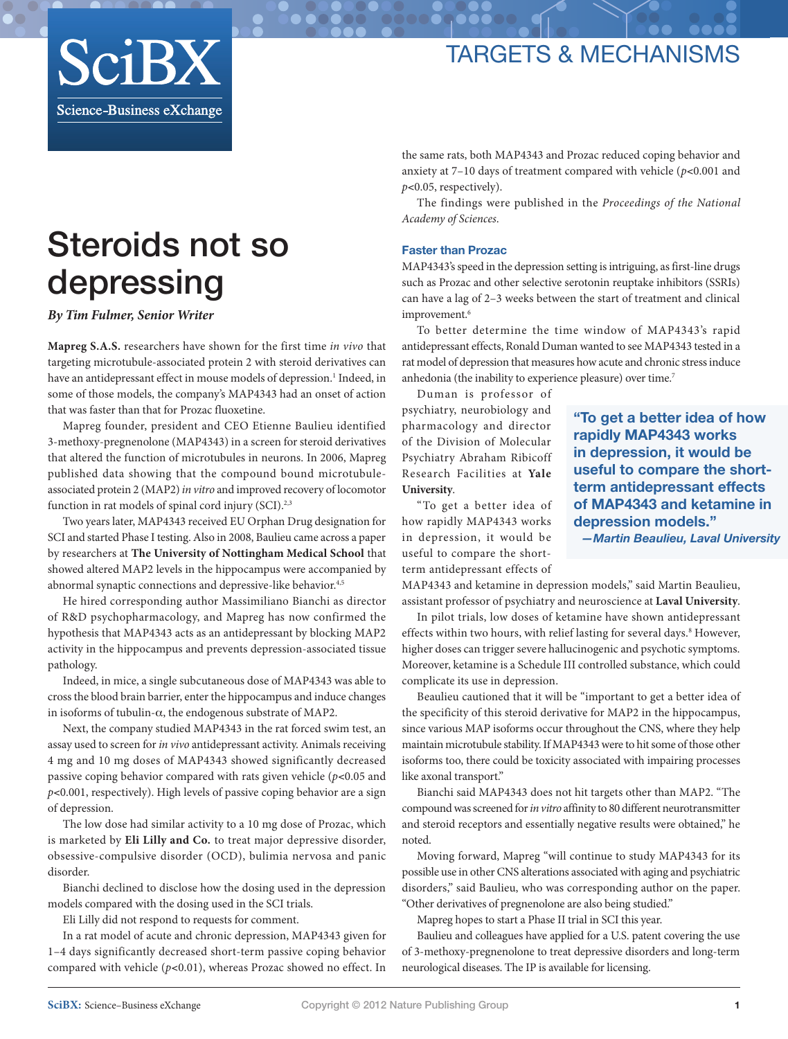TARGETS & MECHANISMS

# Steroids not so depressing

*By Tim Fulmer, Senior Writer*

**Mapreg S.A.S.** researchers have shown for the first time *in vivo* that targeting microtubule-associated protein 2 with steroid derivatives can have an antidepressant effect in mouse models of depression.[1] Indeed, in some of those models, the company's MAP4343 had an onset of action that was faster than that for Prozac fluoxetine.

Mapreg founder, president and CEO Etienne Baulieu identified 3-methoxy-pregnenolone (MAP4343) in a screen for steroid derivatives that altered the function of microtubules in neurons. In 2006, Mapreg published data showing that the compound bound microtubule-associated protein 2 (MAP2) *in vitro* and improved recovery of locomotor function in rat models of spinal cord injury (SCI).[2,3]

Two years later, MAP4343 received EU Orphan Drug designation for SCI and started Phase I testing. Also in 2008, Baulieu came across a paper by researchers at **The University of Nottingham Medical School** that showed altered MAP2 levels in the hippocampus were accompanied by abnormal synaptic connections and depressive-like behavior.[4,5]

He hired corresponding author Massimiliano Bianchi as director of R&D psychopharmacology, and Mapreg has now confirmed the hypothesis that MAP4343 acts as an antidepressant by blocking MAP2 activity in the hippocampus and prevents depression-associated tissue pathology.

Indeed, in mice, a single subcutaneous dose of MAP4343 was able to cross the blood brain barrier, enter the hippocampus and induce changes in isoforms of tubulin-$\alpha$, the endogenous substrate of MAP2.

Next, the company studied MAP4343 in the rat forced swim test, an assay used to screen for *in vivo* antidepressant activity. Animals receiving 4 mg and 10 mg doses of MAP4343 showed significantly decreased passive coping behavior compared with rats given vehicle ($p<0.05$ and $p<0.001$, respectively). High levels of passive coping behavior are a sign of depression.

The low dose had similar activity to a 10 mg dose of Prozac, which is marketed by **Eli Lilly and Co.** to treat major depressive disorder, obsessive-compulsive disorder (OCD), bulimia nervosa and panic disorder.

Bianchi declined to disclose how the dosing used in the depression models compared with the dosing used in the SCI trials.

Eli Lilly did not respond to requests for comment.

In a rat model of acute and chronic depression, MAP4343 given for 1–4 days significantly decreased short-term passive coping behavior compared with vehicle ($p<0.01$), whereas Prozac showed no effect. In the same rats, both MAP4343 and Prozac reduced coping behavior and anxiety at 7–10 days of treatment compared with vehicle ($p<0.001$ and $p<0.05$, respectively).

The findings were published in the *Proceedings of the National Academy of Sciences*.

## Faster than Prozac

MAP4343's speed in the depression setting is intriguing, as first-line drugs such as Prozac and other selective serotonin reuptake inhibitors (SSRIs) can have a lag of 2–3 weeks between the start of treatment and clinical improvement.[6]

To better determine the time window of MAP4343's rapid antidepressant effects, Ronald Duman wanted to see MAP4343 tested in a rat model of depression that measures how acute and chronic stress induce anhedonia (the inability to experience pleasure) over time.[7]

Duman is professor of psychiatry, neurobiology and pharmacology and director of the Division of Molecular Psychiatry Abraham Ribicoff Research Facilities at **Yale University**.

"To get a better idea of how rapidly MAP4343 works in depression, it would be useful to compare the short-term antidepressant effects of MAP4343 and ketamine in depression models," said Martin Beaulieu, assistant professor of psychiatry and neuroscience at **Laval University**.

> **"To get a better idea of how rapidly MAP4343 works in depression, it would be useful to compare the short-term antidepressant effects of MAP4343 and ketamine in depression models."**
> *—Martin Beaulieu, Laval University*

In pilot trials, low doses of ketamine have shown antidepressant effects within two hours, with relief lasting for several days.[8] However, higher doses can trigger severe hallucinogenic and psychotic symptoms. Moreover, ketamine is a Schedule III controlled substance, which could complicate its use in depression.

Beaulieu cautioned that it will be "important to get a better idea of the specificity of this steroid derivative for MAP2 in the hippocampus, since various MAP isoforms occur throughout the CNS, where they help maintain microtubule stability. If MAP4343 were to hit some of those other isoforms too, there could be toxicity associated with impairing processes like axonal transport."

Bianchi said MAP4343 does not hit targets other than MAP2. "The compound was screened for *in vitro* affinity to 80 different neurotransmitter and steroid receptors and essentially negative results were obtained," he noted.

Moving forward, Mapreg "will continue to study MAP4343 for its possible use in other CNS alterations associated with aging and psychiatric disorders," said Baulieu, who was corresponding author on the paper. "Other derivatives of pregnenolone are also being studied."

Mapreg hopes to start a Phase II trial in SCI this year.

Baulieu and colleagues have applied for a U.S. patent covering the use of 3-methoxy-pregnenolone to treat depressive disorders and long-term neurological diseases. The IP is available for licensing.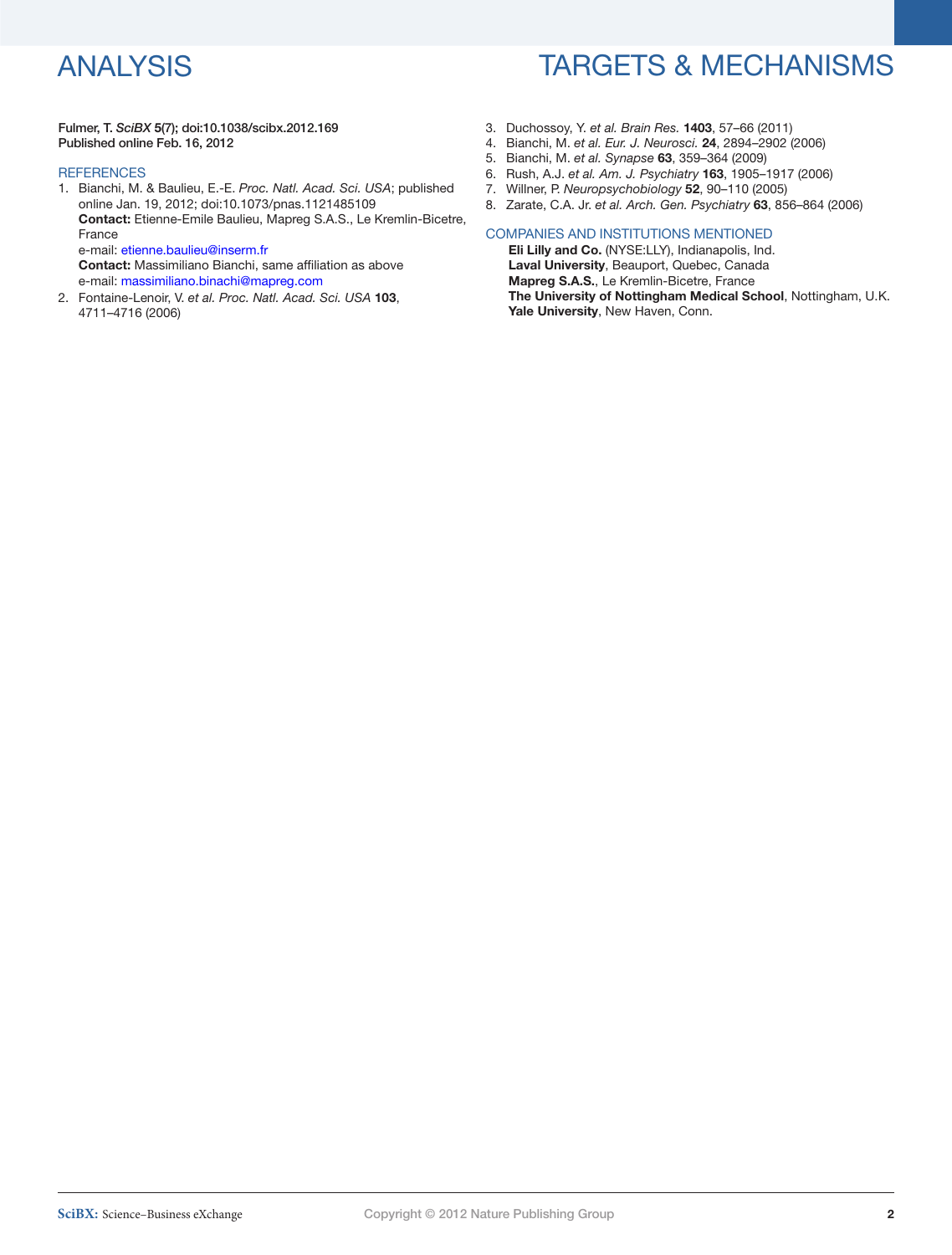**Fulmer, T. *SciBX* 5(7); doi:10.1038/scibx.2012.169**
**Published online Feb. 16, 2012**

## REFERENCES

1. Bianchi, M. & Baulieu, E.-E. *Proc. Natl. Acad. Sci. USA*; published online Jan. 19, 2012; doi:10.1073/pnas.1121485109
   **Contact:** Etienne-Emile Baulieu, Mapreg S.A.S., Le Kremlin-Bicetre, France
   e-mail: etienne.baulieu@inserm.fr
   **Contact:** Massimiliano Bianchi, same affiliation as above
   e-mail: massimiliano.binachi@mapreg.com
2. Fontaine-Lenoir, V. *et al. Proc. Natl. Acad. Sci. USA* **103**, 4711–4716 (2006)
3. Duchossoy, Y. *et al. Brain Res.* **1403**, 57–66 (2011)
4. Bianchi, M. *et al. Eur. J. Neurosci.* **24**, 2894–2902 (2006)
5. Bianchi, M. *et al. Synapse* **63**, 359–364 (2009)
6. Rush, A.J. *et al. Am. J. Psychiatry* **163**, 1905–1917 (2006)
7. Willner, P. *Neuropsychobiology* **52**, 90–110 (2005)
8. Zarate, C.A. Jr. *et al. Arch. Gen. Psychiatry* **63**, 856–864 (2006)

## COMPANIES AND INSTITUTIONS MENTIONED

**Eli Lilly and Co.** (NYSE:LLY), Indianapolis, Ind.
**Laval University**, Beauport, Quebec, Canada
**Mapreg S.A.S.**, Le Kremlin-Bicetre, France
**The University of Nottingham Medical School**, Nottingham, U.K.
**Yale University**, New Haven, Conn.